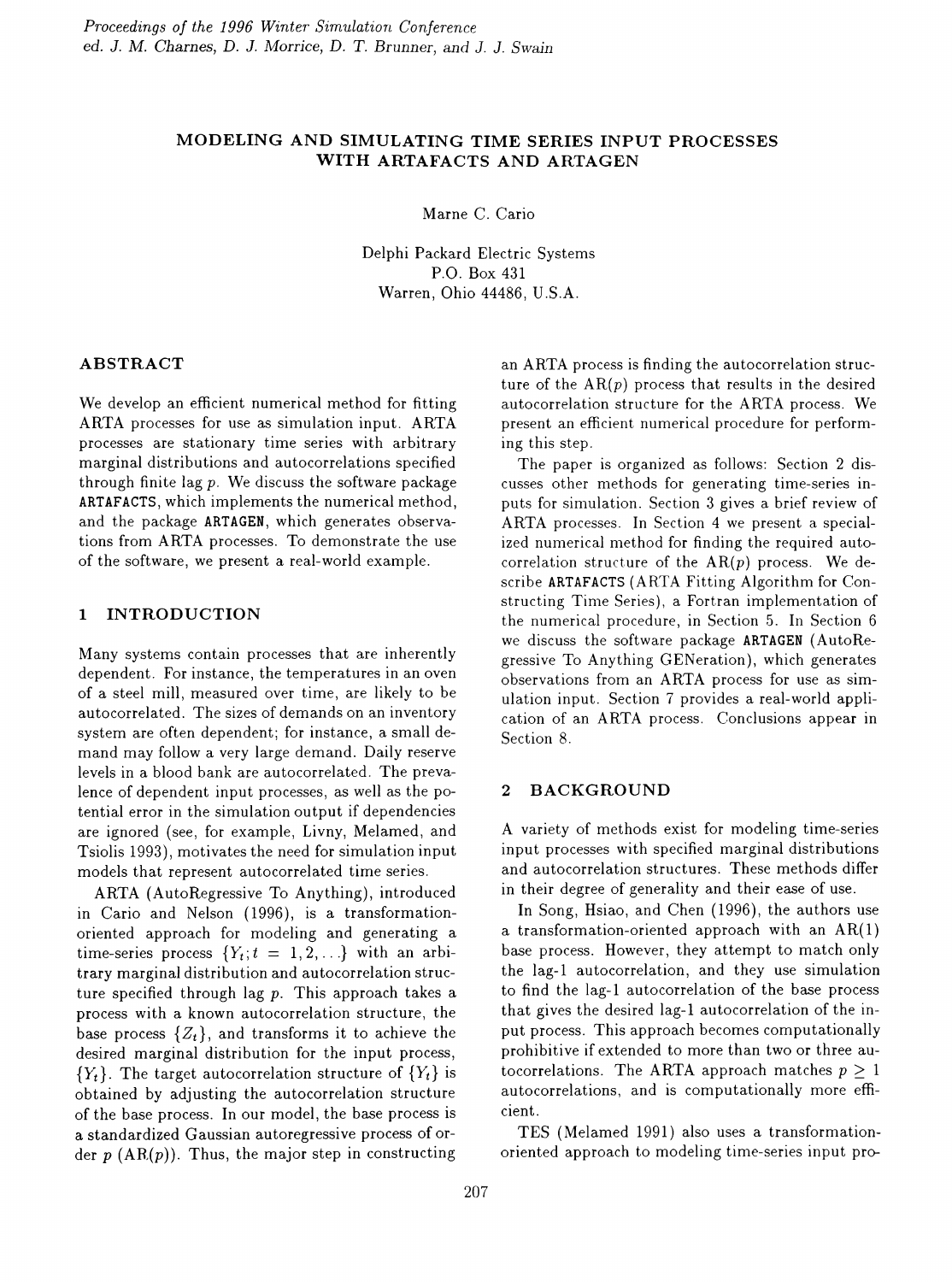# MODELING AND SIMULATING TIME SERIES INPUT PROCESSES WITH ARTAFACTS AND ARTAGEN

Marne C. Cario

Delphi Packard Electric Systems
P.O. Box 431
Warren, Ohio 44486, U.S.A.

## ABSTRACT

We develop an efficient numerical method for fitting ARTA processes for use as simulation input. ARTA processes are stationary time series with arbitrary marginal distributions and autocorrelations specified through finite lag $p$. We discuss the software package **ARTAFACTS**, which implements the numerical method, and the package **ARTAGEN**, which generates observations from ARTA processes. To demonstrate the use of the software, we present a real-world example.

## 1 INTRODUCTION

Many systems contain processes that are inherently dependent. For instance, the temperatures in an oven of a steel mill, measured over time, are likely to be autocorrelated. The sizes of demands on an inventory system are often dependent; for instance, a small demand may follow a very large demand. Daily reserve levels in a blood bank are autocorrelated. The prevalence of dependent input processes, as well as the potential error in the simulation output if dependencies are ignored (see, for example, Livny, Melamed, and Tsiolis 1993), motivates the need for simulation input models that represent autocorrelated time series.

ARTA (AutoRegressive To Anything), introduced in Cario and Nelson (1996), is a transformation-oriented approach for modeling and generating a time-series process $\{Y_t; t = 1, 2, \ldots\}$ with an arbitrary marginal distribution and autocorrelation structure specified through lag $p$. This approach takes a process with a known autocorrelation structure, the base process $\{Z_t\}$, and transforms it to achieve the desired marginal distribution for the input process, $\{Y_t\}$. The target autocorrelation structure of $\{Y_t\}$ is obtained by adjusting the autocorrelation structure of the base process. In our model, the base process is a standardized Gaussian autoregressive process of order $p$ (AR($p$)). Thus, the major step in constructing an ARTA process is finding the autocorrelation structure of the AR($p$) process that results in the desired autocorrelation structure for the ARTA process. We present an efficient numerical procedure for performing this step.

The paper is organized as follows: Section 2 discusses other methods for generating time-series inputs for simulation. Section 3 gives a brief review of ARTA processes. In Section 4 we present a specialized numerical method for finding the required autocorrelation structure of the AR($p$) process. We describe **ARTAFACTS** (ARTA Fitting Algorithm for Constructing Time Series), a Fortran implementation of the numerical procedure, in Section 5. In Section 6 we discuss the software package **ARTAGEN** (AutoRegressive To Anything GENeration), which generates observations from an ARTA process for use as simulation input. Section 7 provides a real-world application of an ARTA process. Conclusions appear in Section 8.

## 2 BACKGROUND

A variety of methods exist for modeling time-series input processes with specified marginal distributions and autocorrelation structures. These methods differ in their degree of generality and their ease of use.

In Song, Hsiao, and Chen (1996), the authors use a transformation-oriented approach with an AR(1) base process. However, they attempt to match only the lag-1 autocorrelation, and they use simulation to find the lag-1 autocorrelation of the base process that gives the desired lag-1 autocorrelation of the input process. This approach becomes computationally prohibitive if extended to more than two or three autocorrelations. The ARTA approach matches $p \geq 1$ autocorrelations, and is computationally more efficient.

TES (Melamed 1991) also uses a transformation-oriented approach to modeling time-series input pro-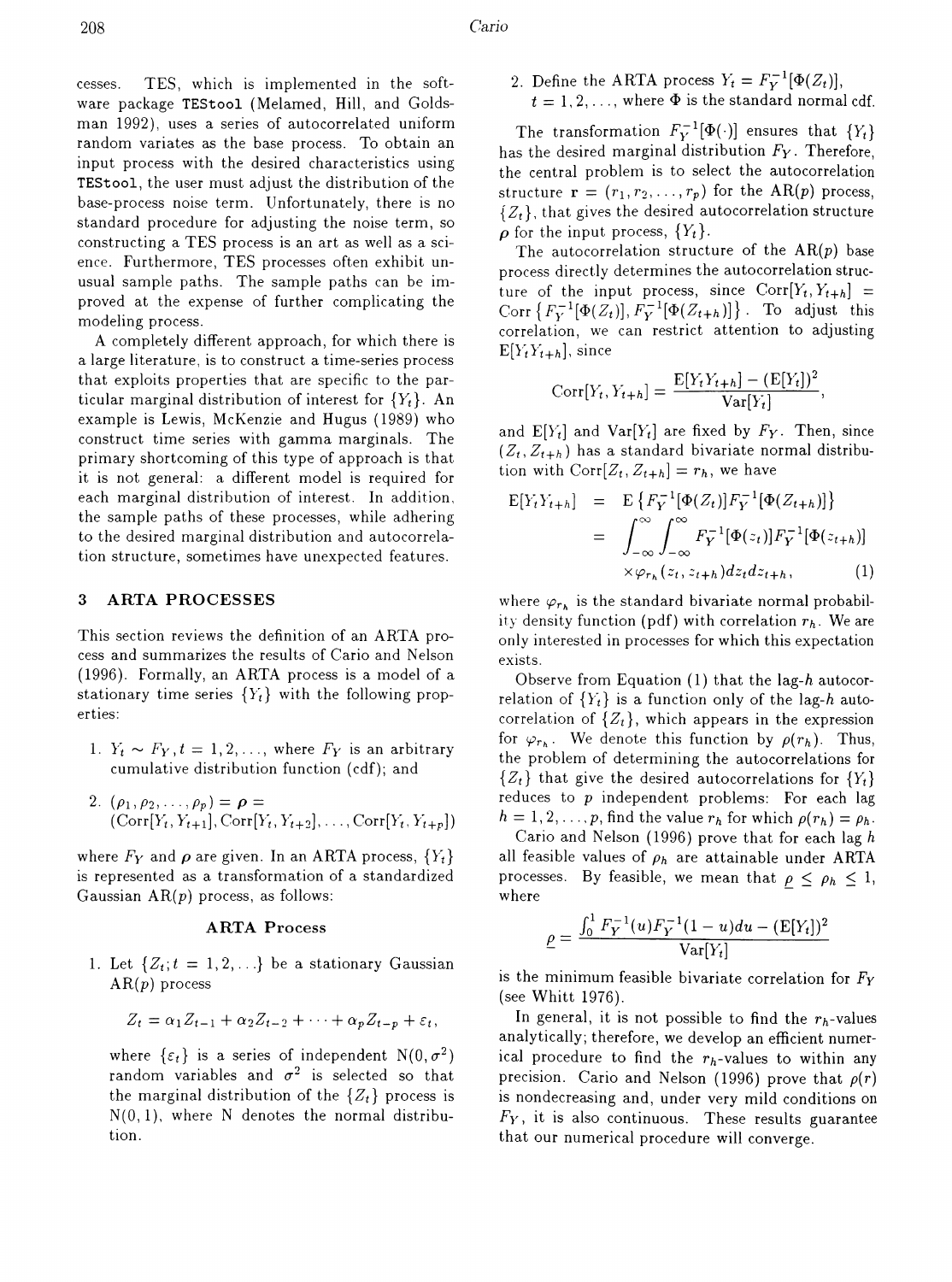cesses. TES, which is implemented in the software package TEStool (Melamed, Hill, and Goldsman 1992), uses a series of autocorrelated uniform random variates as the base process. To obtain an input process with the desired characteristics using TEStool, the user must adjust the distribution of the base-process noise term. Unfortunately, there is no standard procedure for adjusting the noise term, so constructing a TES process is an art as well as a science. Furthermore, TES processes often exhibit unusual sample paths. The sample paths can be improved at the expense of further complicating the modeling process.

A completely different approach, for which there is a large literature, is to construct a time-series process that exploits properties that are specific to the particular marginal distribution of interest for $\{Y_t\}$. An example is Lewis, McKenzie and Hugus (1989) who construct time series with gamma marginals. The primary shortcoming of this type of approach is that it is not general: a different model is required for each marginal distribution of interest. In addition, the sample paths of these processes, while adhering to the desired marginal distribution and autocorrelation structure, sometimes have unexpected features.

## 3 ARTA PROCESSES

This section reviews the definition of an ARTA process and summarizes the results of Cario and Nelson (1996). Formally, an ARTA process is a model of a stationary time series $\{Y_t\}$ with the following properties:

1. $Y_t \sim F_Y, t = 1, 2, \ldots$, where $F_Y$ is an arbitrary cumulative distribution function (cdf); and
2. $(\rho_1, \rho_2, \ldots, \rho_p) = \boldsymbol{\rho} = (\text{Corr}[Y_t, Y_{t+1}], \text{Corr}[Y_t, Y_{t+2}], \ldots, \text{Corr}[Y_t, Y_{t+p}])$

where $F_Y$ and $\boldsymbol{\rho}$ are given. In an ARTA process, $\{Y_t\}$ is represented as a transformation of a standardized Gaussian AR($p$) process, as follows:

**ARTA Process**

1. Let $\{Z_t; t = 1, 2, \ldots\}$ be a stationary Gaussian AR($p$) process

$$Z_t = \alpha_1 Z_{t-1} + \alpha_2 Z_{t-2} + \cdots + \alpha_p Z_{t-p} + \varepsilon_t,$$

where $\{\varepsilon_t\}$ is a series of independent $\text{N}(0, \sigma^2)$ random variables and $\sigma^2$ is selected so that the marginal distribution of the $\{Z_t\}$ process is $\text{N}(0, 1)$, where N denotes the normal distribution.

2. Define the ARTA process $Y_t = F_Y^{-1}[\Phi(Z_t)]$, $t = 1, 2, \ldots$, where $\Phi$ is the standard normal cdf.

The transformation $F_Y^{-1}[\Phi(\cdot)]$ ensures that $\{Y_t\}$ has the desired marginal distribution $F_Y$. Therefore, the central problem is to select the autocorrelation structure $\mathbf{r} = (r_1, r_2, \ldots, r_p)$ for the AR($p$) process, $\{Z_t\}$, that gives the desired autocorrelation structure $\boldsymbol{\rho}$ for the input process, $\{Y_t\}$.

The autocorrelation structure of the AR($p$) base process directly determines the autocorrelation structure of the input process, since $\text{Corr}[Y_t, Y_{t+h}] = \text{Corr}\left\{F_Y^{-1}[\Phi(Z_t)], F_Y^{-1}[\Phi(Z_{t+h})]\right\}$. To adjust this correlation, we can restrict attention to adjusting $\text{E}[Y_t Y_{t+h}]$, since

$$\text{Corr}[Y_t, Y_{t+h}] = \frac{\text{E}[Y_t Y_{t+h}] - (\text{E}[Y_t])^2}{\text{Var}[Y_t]},$$

and $\text{E}[Y_t]$ and $\text{Var}[Y_t]$ are fixed by $F_Y$. Then, since $(Z_t, Z_{t+h})$ has a standard bivariate normal distribution with $\text{Corr}[Z_t, Z_{t+h}] = r_h$, we have

$$\begin{aligned}
\text{E}[Y_t Y_{t+h}] &= \text{E}\left\{F_Y^{-1}[\Phi(Z_t)] F_Y^{-1}[\Phi(Z_{t+h})]\right\} \\
&= \int_{-\infty}^{\infty}\int_{-\infty}^{\infty} F_Y^{-1}[\Phi(z_t)] F_Y^{-1}[\Phi(z_{t+h})] \\
&\quad \times \varphi_{r_h}(z_t, z_{t+h}) dz_t dz_{t+h}, \qquad (1)
\end{aligned}$$

where $\varphi_{r_h}$ is the standard bivariate normal probability density function (pdf) with correlation $r_h$. We are only interested in processes for which this expectation exists.

Observe from Equation (1) that the lag-$h$ autocorrelation of $\{Y_t\}$ is a function only of the lag-$h$ autocorrelation of $\{Z_t\}$, which appears in the expression for $\varphi_{r_h}$. We denote this function by $\rho(r_h)$. Thus, the problem of determining the autocorrelations for $\{Z_t\}$ that give the desired autocorrelations for $\{Y_t\}$ reduces to $p$ independent problems: For each lag $h = 1, 2, \ldots, p$, find the value $r_h$ for which $\rho(r_h) = \rho_h$.

Cario and Nelson (1996) prove that for each lag $h$ all feasible values of $\rho_h$ are attainable under ARTA processes. By feasible, we mean that $\underline{\rho} \leq \rho_h \leq 1$, where

$$\underline{\rho} = \frac{\int_0^1 F_Y^{-1}(u) F_Y^{-1}(1-u) du - (\text{E}[Y_t])^2}{\text{Var}[Y_t]}$$

is the minimum feasible bivariate correlation for $F_Y$ (see Whitt 1976).

In general, it is not possible to find the $r_h$-values analytically; therefore, we develop an efficient numerical procedure to find the $r_h$-values to within any precision. Cario and Nelson (1996) prove that $\rho(r)$ is nondecreasing and, under very mild conditions on $F_Y$, it is also continuous. These results guarantee that our numerical procedure will converge.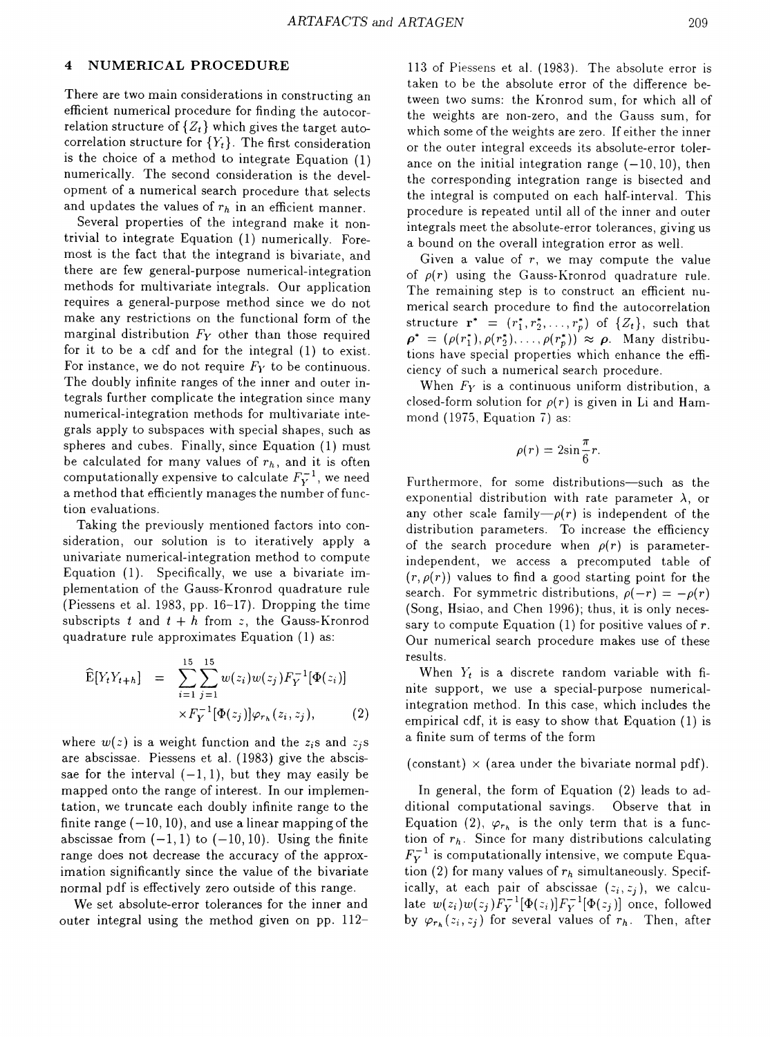## 4 NUMERICAL PROCEDURE

There are two main considerations in constructing an efficient numerical procedure for finding the autocorrelation structure of $\{Z_t\}$ which gives the target autocorrelation structure for $\{Y_t\}$. The first consideration is the choice of a method to integrate Equation (1) numerically. The second consideration is the development of a numerical search procedure that selects and updates the values of $r_h$ in an efficient manner.

Several properties of the integrand make it nontrivial to integrate Equation (1) numerically. Foremost is the fact that the integrand is bivariate, and there are few general-purpose numerical-integration methods for multivariate integrals. Our application requires a general-purpose method since we do not make any restrictions on the functional form of the marginal distribution $F_Y$ other than those required for it to be a cdf and for the integral (1) to exist. For instance, we do not require $F_Y$ to be continuous. The doubly infinite ranges of the inner and outer integrals further complicate the integration since many numerical-integration methods for multivariate integrals apply to subspaces with special shapes, such as spheres and cubes. Finally, since Equation (1) must be calculated for many values of $r_h$, and it is often computationally expensive to calculate $F_Y^{-1}$, we need a method that efficiently manages the number of function evaluations.

Taking the previously mentioned factors into consideration, our solution is to iteratively apply a univariate numerical-integration method to compute Equation (1). Specifically, we use a bivariate implementation of the Gauss-Kronrod quadrature rule (Piessens et al. 1983, pp. 16–17). Dropping the time subscripts $t$ and $t+h$ from $z$, the Gauss-Kronrod quadrature rule approximates Equation (1) as:

$$\widehat{\mathrm{E}}[Y_t Y_{t+h}] = \sum_{i=1}^{15}\sum_{j=1}^{15} w(z_i)w(z_j)F_Y^{-1}[\Phi(z_i)] \times F_Y^{-1}[\Phi(z_j)]\varphi_{r_h}(z_i, z_j), \qquad (2)$$

where $w(z)$ is a weight function and the $z_i$s and $z_j$s are abscissae. Piessens et al. (1983) give the abscissae for the interval $(-1, 1)$, but they may easily be mapped onto the range of interest. In our implementation, we truncate each doubly infinite range to the finite range $(-10, 10)$, and use a linear mapping of the abscissae from $(-1, 1)$ to $(-10, 10)$. Using the finite range does not decrease the accuracy of the approximation significantly since the value of the bivariate normal pdf is effectively zero outside of this range.

We set absolute-error tolerances for the inner and outer integral using the method given on pp. 112–113 of Piessens et al. (1983). The absolute error is taken to be the absolute error of the difference between two sums: the Kronrod sum, for which all of the weights are non-zero, and the Gauss sum, for which some of the weights are zero. If either the inner or the outer integral exceeds its absolute-error tolerance on the initial integration range $(-10, 10)$, then the corresponding integration range is bisected and the integral is computed on each half-interval. This procedure is repeated until all of the inner and outer integrals meet the absolute-error tolerances, giving us a bound on the overall integration error as well.

Given a value of $r$, we may compute the value of $\rho(r)$ using the Gauss-Kronrod quadrature rule. The remaining step is to construct an efficient numerical search procedure to find the autocorrelation structure $\mathbf{r}^* = (r_1^*, r_2^*, \ldots, r_p^*)$ of $\{Z_t\}$, such that $\boldsymbol{\rho}^* = (\rho(r_1^*), \rho(r_2^*), \ldots, \rho(r_p^*)) \approx \boldsymbol{\rho}$. Many distributions have special properties which enhance the efficiency of such a numerical search procedure.

When $F_Y$ is a continuous uniform distribution, a closed-form solution for $\rho(r)$ is given in Li and Hammond (1975, Equation 7) as:

$$\rho(r) = 2\sin\frac{\pi}{6}r.$$

Furthermore, for some distributions—such as the exponential distribution with rate parameter $\lambda$, or any other scale family—$\rho(r)$ is independent of the distribution parameters. To increase the efficiency of the search procedure when $\rho(r)$ is parameter-independent, we access a precomputed table of $(r, \rho(r))$ values to find a good starting point for the search. For symmetric distributions, $\rho(-r) = -\rho(r)$ (Song, Hsiao, and Chen 1996); thus, it is only necessary to compute Equation (1) for positive values of $r$. Our numerical search procedure makes use of these results.

When $Y_t$ is a discrete random variable with finite support, we use a special-purpose numerical-integration method. In this case, which includes the empirical cdf, it is easy to show that Equation (1) is a finite sum of terms of the form

(constant) $\times$ (area under the bivariate normal pdf).

In general, the form of Equation (2) leads to additional computational savings. Observe that in Equation (2), $\varphi_{r_h}$ is the only term that is a function of $r_h$. Since for many distributions calculating $F_Y^{-1}$ is computationally intensive, we compute Equation (2) for many values of $r_h$ simultaneously. Specifically, at each pair of abscissae $(z_i, z_j)$, we calculate $w(z_i)w(z_j)F_Y^{-1}[\Phi(z_i)]F_Y^{-1}[\Phi(z_j)]$ once, followed by $\varphi_{r_h}(z_i, z_j)$ for several values of $r_h$. Then, after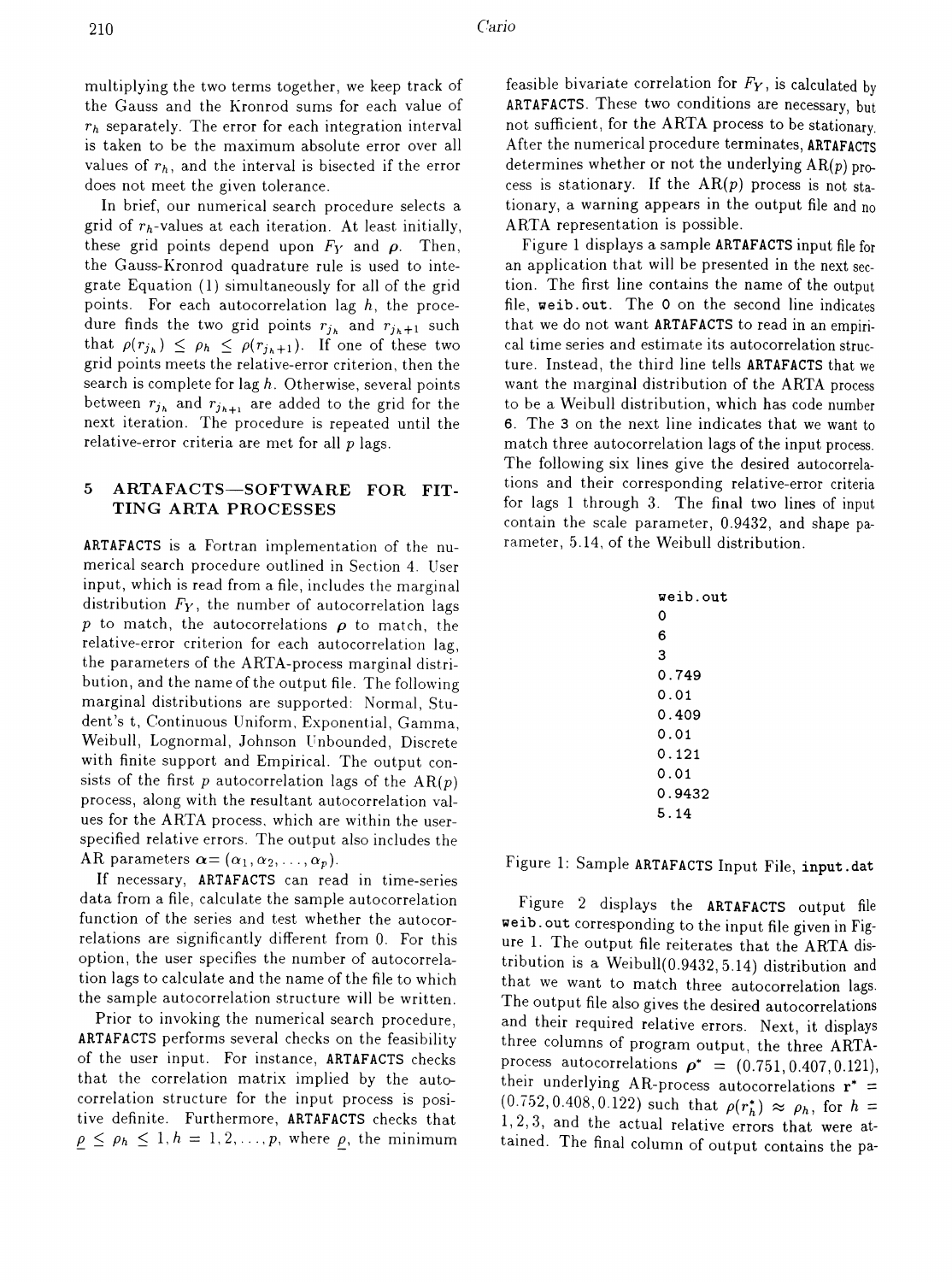multiplying the two terms together, we keep track of the Gauss and the Kronrod sums for each value of $r_h$ separately. The error for each integration interval is taken to be the maximum absolute error over all values of $r_h$, and the interval is bisected if the error does not meet the given tolerance.

In brief, our numerical search procedure selects a grid of $r_h$-values at each iteration. At least initially, these grid points depend upon $F_Y$ and $\boldsymbol{\rho}$. Then, the Gauss-Kronrod quadrature rule is used to integrate Equation (1) simultaneously for all of the grid points. For each autocorrelation lag $h$, the procedure finds the two grid points $r_{j_h}$ and $r_{j_h+1}$ such that $\rho(r_{j_h}) \leq \rho_h \leq \rho(r_{j_h+1})$. If one of these two grid points meets the relative-error criterion, then the search is complete for lag $h$. Otherwise, several points between $r_{j_h}$ and $r_{j_h+1}$ are added to the grid for the next iteration. The procedure is repeated until the relative-error criteria are met for all $p$ lags.

## 5 ARTAFACTS—SOFTWARE FOR FITTING ARTA PROCESSES

ARTAFACTS is a Fortran implementation of the numerical search procedure outlined in Section 4. User input, which is read from a file, includes the marginal distribution $F_Y$, the number of autocorrelation lags $p$ to match, the autocorrelations $\boldsymbol{\rho}$ to match, the relative-error criterion for each autocorrelation lag, the parameters of the ARTA-process marginal distribution, and the name of the output file. The following marginal distributions are supported: Normal, Student's t, Continuous Uniform, Exponential, Gamma, Weibull, Lognormal, Johnson Unbounded, Discrete with finite support and Empirical. The output consists of the first $p$ autocorrelation lags of the AR($p$) process, along with the resultant autocorrelation values for the ARTA process, which are within the user-specified relative errors. The output also includes the AR parameters $\boldsymbol{\alpha} = (\alpha_1, \alpha_2, \ldots, \alpha_p)$.

If necessary, ARTAFACTS can read in time-series data from a file, calculate the sample autocorrelation function of the series and test whether the autocorrelations are significantly different from 0. For this option, the user specifies the number of autocorrelation lags to calculate and the name of the file to which the sample autocorrelation structure will be written.

Prior to invoking the numerical search procedure, ARTAFACTS performs several checks on the feasibility of the user input. For instance, ARTAFACTS checks that the correlation matrix implied by the autocorrelation structure for the input process is positive definite. Furthermore, ARTAFACTS checks that $\underline{\rho} \leq \rho_h \leq 1, h = 1, 2, \ldots, p$, where $\underline{\rho}$, the minimum feasible bivariate correlation for $F_Y$, is calculated by ARTAFACTS. These two conditions are necessary, but not sufficient, for the ARTA process to be stationary. After the numerical procedure terminates, ARTAFACTS determines whether or not the underlying AR($p$) process is stationary. If the AR($p$) process is not stationary, a warning appears in the output file and no ARTA representation is possible.

Figure 1 displays a sample ARTAFACTS input file for an application that will be presented in the next section. The first line contains the name of the output file, weib.out. The 0 on the second line indicates that we do not want ARTAFACTS to read in an empirical time series and estimate its autocorrelation structure. Instead, the third line tells ARTAFACTS that we want the marginal distribution of the ARTA process to be a Weibull distribution, which has code number 6. The 3 on the next line indicates that we want to match three autocorrelation lags of the input process. The following six lines give the desired autocorrelations and their corresponding relative-error criteria for lags 1 through 3. The final two lines of input contain the scale parameter, 0.9432, and shape parameter, 5.14, of the Weibull distribution.

```
weib.out
0
6
3
0.749
0.01
0.409
0.01
0.121
0.01
0.9432
5.14
```

Figure 1: Sample ARTAFACTS Input File, input.dat

Figure 2 displays the ARTAFACTS output file weib.out corresponding to the input file given in Figure 1. The output file reiterates that the ARTA distribution is a Weibull(0.9432, 5.14) distribution and that we want to match three autocorrelation lags. The output file also gives the desired autocorrelations and their required relative errors. Next, it displays three columns of program output, the three ARTA-process autocorrelations $\boldsymbol{\rho}^* = (0.751, 0.407, 0.121)$, their underlying AR-process autocorrelations $\mathbf{r}^* = (0.752, 0.408, 0.122)$ such that $\rho(r_h^*) \approx \rho_h$, for $h = 1, 2, 3$, and the actual relative errors that were attained. The final column of output contains the pa-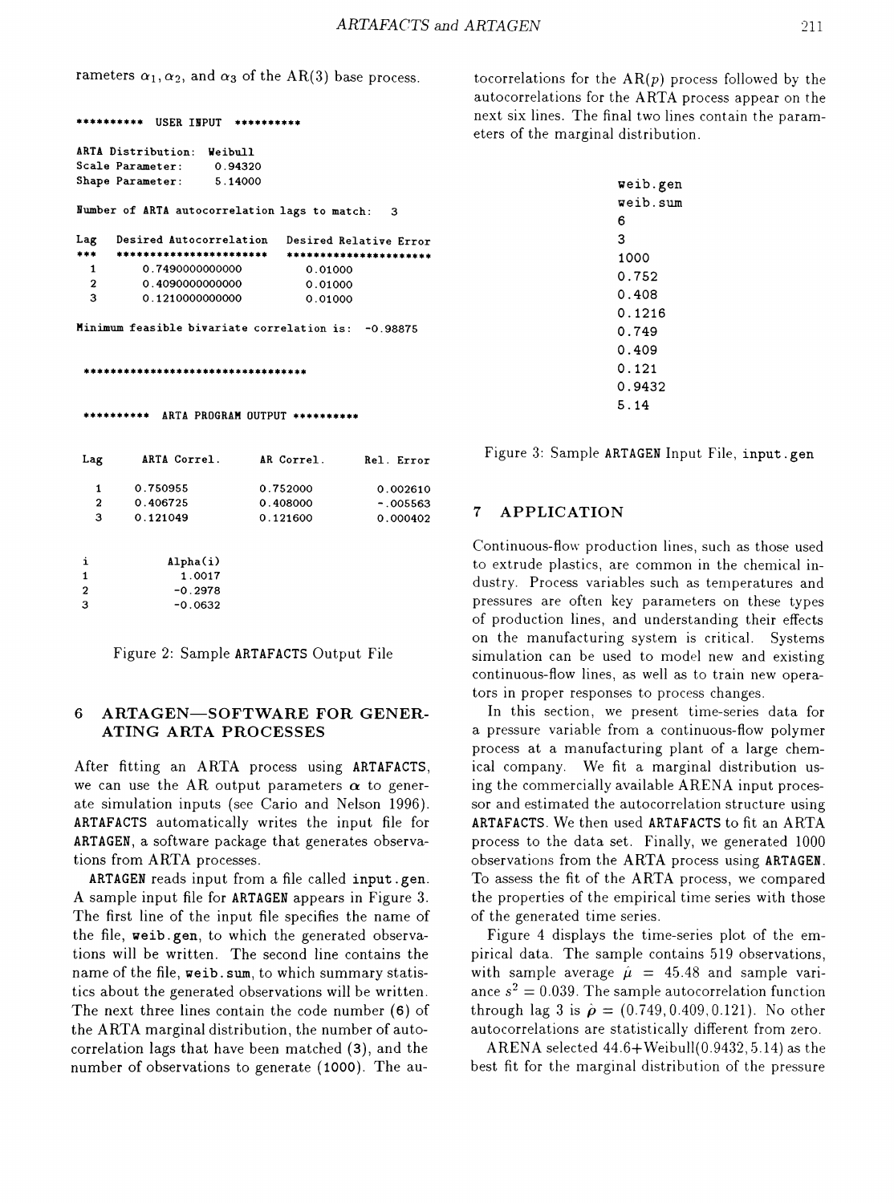rameters $\alpha_1, \alpha_2$, and $\alpha_3$ of the AR(3) base process.

```
********** USER INPUT **********

ARTA Distribution:  Weibull
Scale Parameter:       0.94320
Shape Parameter:       5.14000

Number of ARTA autocorrelation lags to match:   3

Lag   Desired Autocorrelation   Desired Relative Error
***   ***********************   **********************
 1       0.7490000000000           0.01000
 2       0.4090000000000           0.01000
 3       0.1210000000000           0.01000

Minimum feasible bivariate correlation is:  -0.98875


**********************************


********** ARTA PROGRAM OUTPUT **********


Lag      ARTA Correl.       AR Correl.       Rel. Error

 1       0.750955           0.752000          0.002610
 2       0.406725           0.408000         -.005563
 3       0.121049           0.121600          0.000402


i              Alpha(i)
1                1.0017
2               -0.2978
3               -0.0632
```

Figure 2: Sample ARTAFACTS Output File

## 6 ARTAGEN—SOFTWARE FOR GENERATING ARTA PROCESSES

After fitting an ARTA process using ARTAFACTS, we can use the AR output parameters $\boldsymbol{\alpha}$ to generate simulation inputs (see Cario and Nelson 1996). ARTAFACTS automatically writes the input file for ARTAGEN, a software package that generates observations from ARTA processes.

ARTAGEN reads input from a file called input.gen. A sample input file for ARTAGEN appears in Figure 3. The first line of the input file specifies the name of the file, weib.gen, to which the generated observations will be written. The second line contains the name of the file, weib.sum, to which summary statistics about the generated observations will be written. The next three lines contain the code number (6) of the ARTA marginal distribution, the number of autocorrelation lags that have been matched (3), and the number of observations to generate (1000). The autocorrelations for the AR($p$) process followed by the autocorrelations for the ARTA process appear on the next six lines. The final two lines contain the parameters of the marginal distribution.

```
weib.gen
weib.sum
6
3
1000
0.752
0.408
0.1216
0.749
0.409
0.121
0.9432
5.14
```

Figure 3: Sample ARTAGEN Input File, input.gen

## 7 APPLICATION

Continuous-flow production lines, such as those used to extrude plastics, are common in the chemical industry. Process variables such as temperatures and pressures are often key parameters on these types of production lines, and understanding their effects on the manufacturing system is critical. Systems simulation can be used to model new and existing continuous-flow lines, as well as to train new operators in proper responses to process changes.

In this section, we present time-series data for a pressure variable from a continuous-flow polymer process at a manufacturing plant of a large chemical company. We fit a marginal distribution using the commercially available ARENA input processor and estimated the autocorrelation structure using ARTAFACTS. We then used ARTAFACTS to fit an ARTA process to the data set. Finally, we generated 1000 observations from the ARTA process using ARTAGEN. To assess the fit of the ARTA process, we compared the properties of the empirical time series with those of the generated time series.

Figure 4 displays the time-series plot of the empirical data. The sample contains 519 observations, with sample average $\hat{\mu} = 45.48$ and sample variance $s^2 = 0.039$. The sample autocorrelation function through lag 3 is $\hat{\boldsymbol{\rho}} = (0.749, 0.409, 0.121)$. No other autocorrelations are statistically different from zero.

ARENA selected 44.6+Weibull(0.9432, 5.14) as the best fit for the marginal distribution of the pressure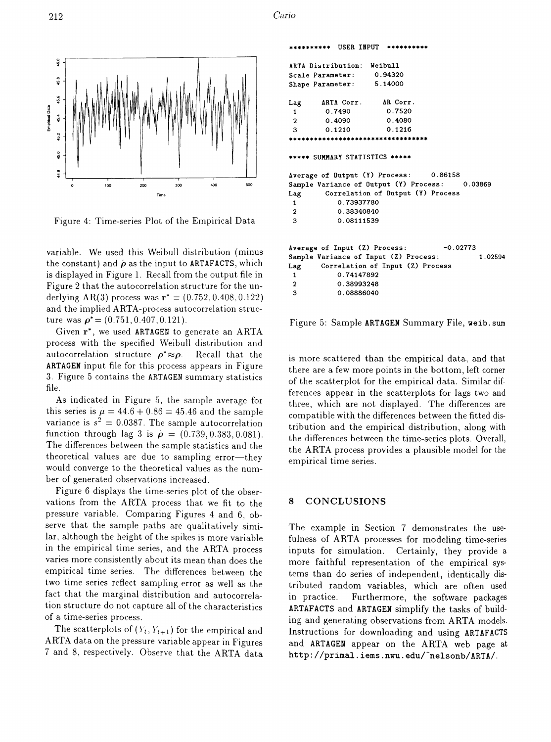Figure 4: Time-series Plot of the Empirical Data

variable. We used this Weibull distribution (minus the constant) and $\hat{\rho}$ as the input to **ARTAFACTS**, which is displayed in Figure 1. Recall from the output file in Figure 2 that the autocorrelation structure for the underlying AR(3) process was $\mathbf{r}^* = (0.752, 0.408, 0.122)$ and the implied ARTA-process autocorrelation structure was $\boldsymbol{\rho}^* = (0.751, 0.407, 0.121)$.

Given $\mathbf{r}^*$, we used **ARTAGEN** to generate an ARTA process with the specified Weibull distribution and autocorrelation structure $\boldsymbol{\rho}^* \approx \boldsymbol{\rho}$. Recall that the **ARTAGEN** input file for this process appears in Figure 3. Figure 5 contains the **ARTAGEN** summary statistics file.

As indicated in Figure 5, the sample average for this series is $\hat{\mu} = 44.6 + 0.86 = 45.46$ and the sample variance is $s^2 = 0.0387$. The sample autocorrelation function through lag 3 is $\hat{\boldsymbol{\rho}} = (0.739, 0.383, 0.081)$. The differences between the sample statistics and the theoretical values are due to sampling error—they would converge to the theoretical values as the number of generated observations increased.

Figure 6 displays the time-series plot of the observations from the ARTA process that we fit to the pressure variable. Comparing Figures 4 and 6, observe that the sample paths are qualitatively similar, although the height of the spikes is more variable in the empirical time series, and the ARTA process varies more consistently about its mean than does the empirical time series. The differences between the two time series reflect sampling error as well as the fact that the marginal distribution and autocorrelation structure do not capture all of the characteristics of a time-series process.

The scatterplots of $(Y_t, Y_{t+1})$ for the empirical and ARTA data on the pressure variable appear in Figures 7 and 8, respectively. Observe that the ARTA data

```
********** USER INPUT **********

ARTA Distribution:  Weibull
Scale Parameter:     0.94320
Shape Parameter:     5.14000

Lag      ARTA Corr.     AR Corr.
 1        0.7490         0.7520
 2        0.4090         0.4080
 3        0.1210         0.1216
**********************************

***** SUMMARY STATISTICS *****

Average of Output (Y) Process:        0.86158
Sample Variance of Output (Y) Process:      0.03869
Lag        Correlation of Output (Y) Process
 1           0.73937780
 2           0.38340840
 3           0.08111539


Average of Input (Z) Process:          -0.02773
Sample Variance of Input (Z) Process:          1.02594
Lag        Correlation of Input (Z) Process
 1           0.74147892
 2           0.38993248
 3           0.08886040
```

Figure 5: Sample **ARTAGEN** Summary File, **weib.sum**

is more scattered than the empirical data, and that there are a few more points in the bottom, left corner of the scatterplot for the empirical data. Similar differences appear in the scatterplots for lags two and three, which are not displayed. The differences are compatible with the differences between the fitted distribution and the empirical distribution, along with the differences between the time-series plots. Overall, the ARTA process provides a plausible model for the empirical time series.

## 8 CONCLUSIONS

The example in Section 7 demonstrates the usefulness of ARTA processes for modeling time-series inputs for simulation. Certainly, they provide a more faithful representation of the empirical systems than do series of independent, identically distributed random variables, which are often used in practice. Furthermore, the software packages **ARTAFACTS** and **ARTAGEN** simplify the tasks of building and generating observations from ARTA models. Instructions for downloading and using **ARTAFACTS** and **ARTAGEN** appear on the ARTA web page at **http://primal.iems.nwu.edu/~nelsonb/ARTA/**.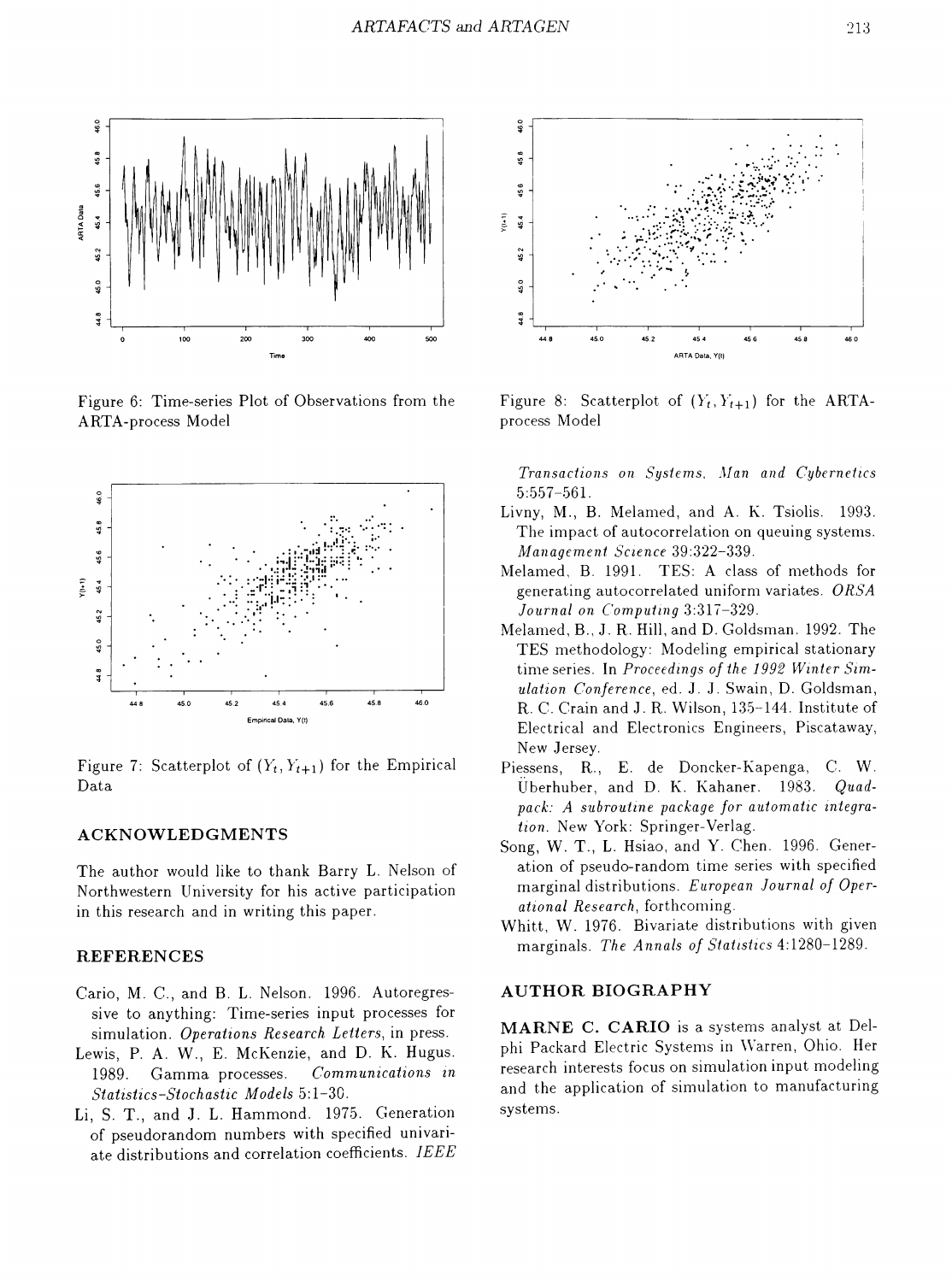45.0
45.8
45.6
ARTA Data
45.4
45.2
45.0
44.8
0
100
200
300
400
500
Time

Figure 6: Time-series Plot of Observations from the ARTA-process Model

46.0
45.8
45.6
Y(t+1)
45.4
45.2
45.0
44.8
44.8
45.0
45.2
45.4
45.6
45.8
46.0
Empirical Data, Y(t)

Figure 7: Scatterplot of $(Y_t, Y_{t+1})$ for the Empirical Data

## ACKNOWLEDGMENTS

The author would like to thank Barry L. Nelson of Northwestern University for his active participation in this research and in writing this paper.

## REFERENCES

Cario, M. C., and B. L. Nelson. 1996. Autoregressive to anything: Time-series input processes for simulation. *Operations Research Letters*, in press.

Lewis, P. A. W., E. McKenzie, and D. K. Hugus. 1989. Gamma processes. *Communications in Statistics-Stochastic Models* 5:1–30.

Li, S. T., and J. L. Hammond. 1975. Generation of pseudorandom numbers with specified univariate distributions and correlation coefficients. *IEEE Transactions on Systems, Man and Cybernetics* 5:557–561.

Livny, M., B. Melamed, and A. K. Tsiolis. 1993. The impact of autocorrelation on queuing systems. *Management Science* 39:322–339.

Melamed, B. 1991. TES: A class of methods for generating autocorrelated uniform variates. *ORSA Journal on Computing* 3:317–329.

Melamed, B., J. R. Hill, and D. Goldsman. 1992. The TES methodology: Modeling empirical stationary time series. In *Proceedings of the 1992 Winter Simulation Conference*, ed. J. J. Swain, D. Goldsman, R. C. Crain and J. R. Wilson, 135–144. Institute of Electrical and Electronics Engineers, Piscataway, New Jersey.

Piessens, R., E. de Doncker-Kapenga, C. W. Überhuber, and D. K. Kahaner. 1983. *Quadpack: A subroutine package for automatic integration.* New York: Springer-Verlag.

Song, W. T., L. Hsiao, and Y. Chen. 1996. Generation of pseudo-random time series with specified marginal distributions. *European Journal of Operational Research*, forthcoming.

Whitt, W. 1976. Bivariate distributions with given marginals. *The Annals of Statistics* 4:1280–1289.

45.0
45.8
45.6
Y(t+1)
45.4
45.2
45.0
44.8
44.8
45.0
45.2
45.4
45.6
45.8
46.0
ARTA Data, Y(t)

Figure 8: Scatterplot of $(Y_t, Y_{t+1})$ for the ARTA-process Model

## AUTHOR BIOGRAPHY

**MARNE C. CARIO** is a systems analyst at Delphi Packard Electric Systems in Warren, Ohio. Her research interests focus on simulation input modeling and the application of simulation to manufacturing systems.